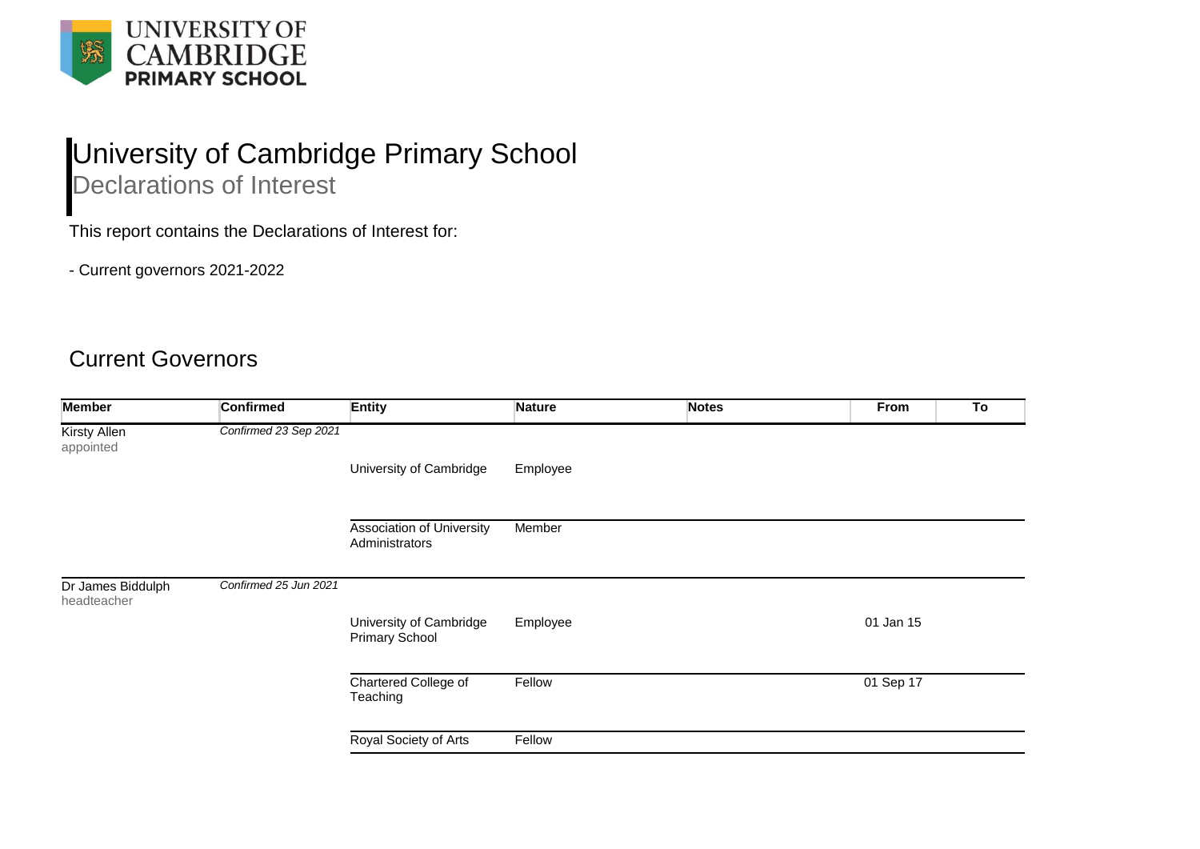UNIVERSITY OF CAMBRIDGE PRIMARY SCHOOL

# University of Cambridge Primary School

## Declarations of Interest

This report contains the Declarations of Interest for:

- Current governors 2021-2022

## Current Governors

| Member | Confirmed | Entity | Nature | Notes | From | To |
|---|---|---|---|---|---|---|
| Kirsty Allen<br>appointed | *Confirmed 23 Sep 2021* | | | | | |
| | | University of Cambridge | Employee | | | |
| | | Association of University Administrators | Member | | | |
| Dr James Biddulph<br>headteacher | *Confirmed 25 Jun 2021* | | | | | |
| | | University of Cambridge Primary School | Employee | | 01 Jan 15 | |
| | | Chartered College of Teaching | Fellow | | 01 Sep 17 | |
| | | Royal Society of Arts | Fellow | | | |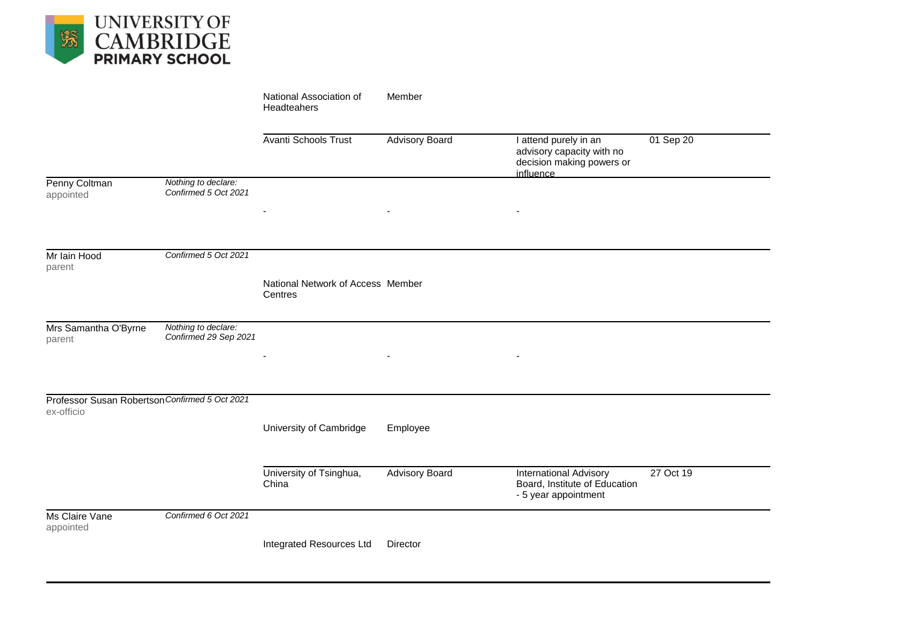| | | | | | |
|---|---|---|---|---|---|
| | | National Association of Headteahers | Member | | |
| | | Avanti Schools Trust | Advisory Board | I attend purely in an advisory capacity with no decision making powers or influence | 01 Sep 20 |
| Penny Coltman<br>appointed | *Nothing to declare: Confirmed 5 Oct 2021* | - | - | - | |
| Mr Iain Hood<br>parent | *Confirmed 5 Oct 2021* | National Network of Access Centres | Member | | |
| Mrs Samantha O'Byrne<br>parent | *Nothing to declare: Confirmed 29 Sep 2021* | - | - | - | |
| Professor Susan Robertson<br>ex-officio | *Confirmed 5 Oct 2021* | University of Cambridge | Employee | | |
| | | University of Tsinghua, China | Advisory Board | International Advisory Board, Institute of Education - 5 year appointment | 27 Oct 19 |
| Ms Claire Vane<br>appointed | *Confirmed 6 Oct 2021* | Integrated Resources Ltd | Director | | |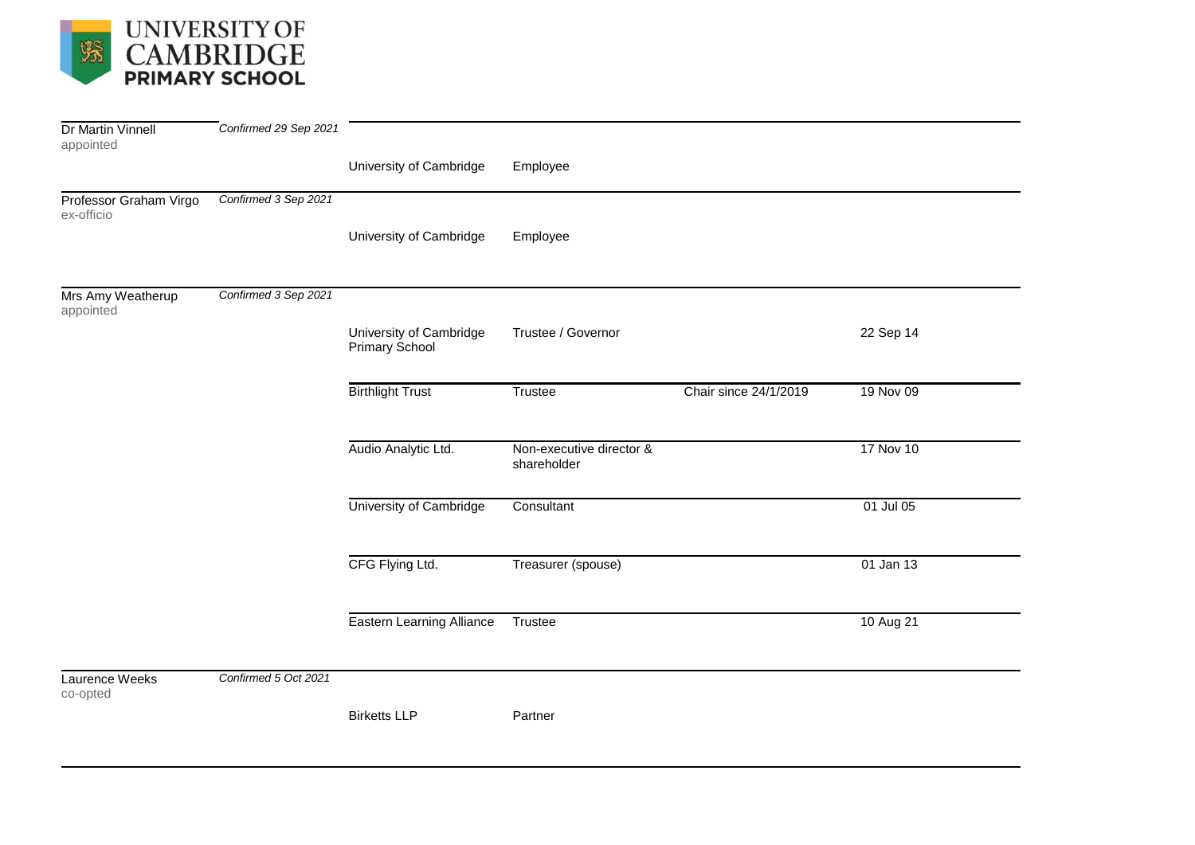**UNIVERSITY OF CAMBRIDGE PRIMARY SCHOOL**

| Name | Confirmed | Organisation | Role | Notes | Date |
|---|---|---|---|---|---|
| Dr Martin Vinnell<br>appointed | *Confirmed 29 Sep 2021* | | | | |
| | | University of Cambridge | Employee | | |
| Professor Graham Virgo<br>ex-officio | *Confirmed 3 Sep 2021* | | | | |
| | | University of Cambridge | Employee | | |
| Mrs Amy Weatherup<br>appointed | *Confirmed 3 Sep 2021* | | | | |
| | | University of Cambridge Primary School | Trustee / Governor | | 22 Sep 14 |
| | | Birthlight Trust | Trustee | Chair since 24/1/2019 | 19 Nov 09 |
| | | Audio Analytic Ltd. | Non-executive director & shareholder | | 17 Nov 10 |
| | | University of Cambridge | Consultant | | 01 Jul 05 |
| | | CFG Flying Ltd. | Treasurer (spouse) | | 01 Jan 13 |
| | | Eastern Learning Alliance | Trustee | | 10 Aug 21 |
| Laurence Weeks<br>co-opted | *Confirmed 5 Oct 2021* | | | | |
| | | Birketts LLP | Partner | | |